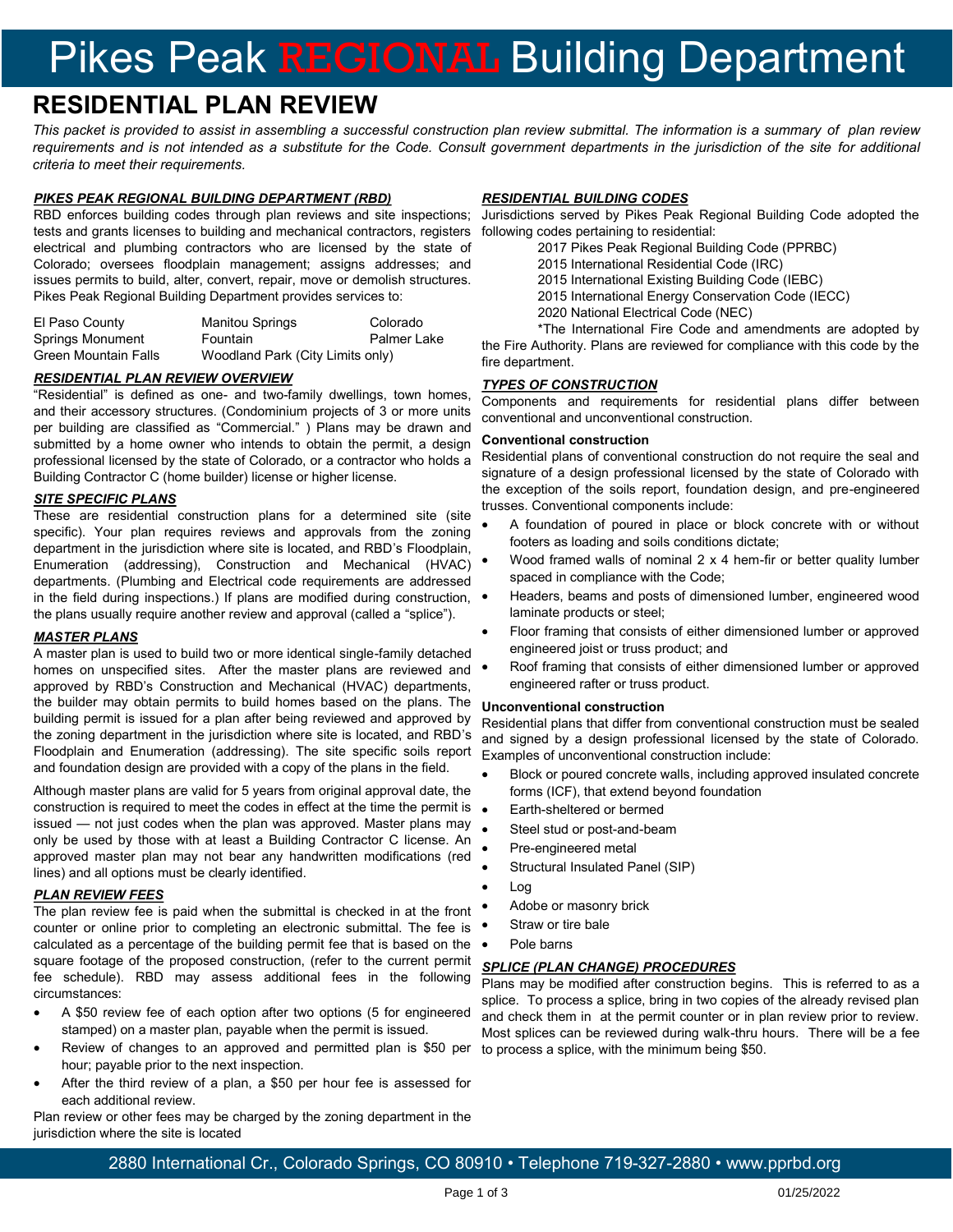# Pikes Peak REGIONAL Building Department

## RESIDENTIAL PLAN REVIEW

*This packet is provided to assist in assembling a successful construction plan review submittal. The information is a summary of plan review requirements and is not intended as a substitute for the Code. Consult government departments in the jurisdiction of the site for additional criteria to meet their requirements.*

### *PIKES PEAK REGIONAL BUILDING DEPARTMENT (RBD)*

RBD enforces building codes through plan reviews and site inspections; tests and grants licenses to building and mechanical contractors, registers electrical and plumbing contractors who are licensed by the state of Colorado; oversees floodplain management; assigns addresses; and issues permits to build, alter, convert, repair, move or demolish structures. Pikes Peak Regional Building Department provides services to:

| | | |
|---|---|---|
| El Paso County | Manitou Springs | Colorado |
| Springs Monument | Fountain | Palmer Lake |
| Green Mountain Falls | Woodland Park (City Limits only) | |

### *RESIDENTIAL PLAN REVIEW OVERVIEW*

"Residential" is defined as one- and two-family dwellings, town homes, and their accessory structures. (Condominium projects of 3 or more units per building are classified as "Commercial." ) Plans may be drawn and submitted by a home owner who intends to obtain the permit, a design professional licensed by the state of Colorado, or a contractor who holds a Building Contractor C (home builder) license or higher license.

### *SITE SPECIFIC PLANS*

These are residential construction plans for a determined site (site specific). Your plan requires reviews and approvals from the zoning department in the jurisdiction where site is located, and RBD's Floodplain, Enumeration (addressing), Construction and Mechanical (HVAC) departments. (Plumbing and Electrical code requirements are addressed in the field during inspections.) If plans are modified during construction, the plans usually require another review and approval (called a "splice").

### *MASTER PLANS*

A master plan is used to build two or more identical single-family detached homes on unspecified sites. After the master plans are reviewed and approved by RBD's Construction and Mechanical (HVAC) departments, the builder may obtain permits to build homes based on the plans. The building permit is issued for a plan after being reviewed and approved by the zoning department in the jurisdiction where site is located, and RBD's Floodplain and Enumeration (addressing). The site specific soils report and foundation design are provided with a copy of the plans in the field.

Although master plans are valid for 5 years from original approval date, the construction is required to meet the codes in effect at the time the permit is issued — not just codes when the plan was approved. Master plans may only be used by those with at least a Building Contractor C license. An approved master plan may not bear any handwritten modifications (red lines) and all options must be clearly identified.

### *PLAN REVIEW FEES*

The plan review fee is paid when the submittal is checked in at the front counter or online prior to completing an electronic submittal. The fee is calculated as a percentage of the building permit fee that is based on the square footage of the proposed construction, (refer to the current permit fee schedule). RBD may assess additional fees in the following circumstances:

- A $50 review fee of each option after two options (5 for engineered stamped) on a master plan, payable when the permit is issued.
- Review of changes to an approved and permitted plan is $50 per hour; payable prior to the next inspection.
- After the third review of a plan, a $50 per hour fee is assessed for each additional review.

Plan review or other fees may be charged by the zoning department in the jurisdiction where the site is located

### *RESIDENTIAL BUILDING CODES*

Jurisdictions served by Pikes Peak Regional Building Code adopted the following codes pertaining to residential:

2017 Pikes Peak Regional Building Code (PPRBC)
2015 International Residential Code (IRC)
2015 International Existing Building Code (IEBC)
2015 International Energy Conservation Code (IECC)
2020 National Electrical Code (NEC)

*The International Fire Code and amendments are adopted by the Fire Authority. Plans are reviewed for compliance with this code by the fire department.

### *TYPES OF CONSTRUCTION*

Components and requirements for residential plans differ between conventional and unconventional construction.

**Conventional construction**

Residential plans of conventional construction do not require the seal and signature of a design professional licensed by the state of Colorado with the exception of the soils report, foundation design, and pre-engineered trusses. Conventional components include:

- A foundation of poured in place or block concrete with or without footers as loading and soils conditions dictate;
- Wood framed walls of nominal 2 x 4 hem-fir or better quality lumber spaced in compliance with the Code;
- Headers, beams and posts of dimensioned lumber, engineered wood laminate products or steel;
- Floor framing that consists of either dimensioned lumber or approved engineered joist or truss product; and
- Roof framing that consists of either dimensioned lumber or approved engineered rafter or truss product.

**Unconventional construction**

Residential plans that differ from conventional construction must be sealed and signed by a design professional licensed by the state of Colorado. Examples of unconventional construction include:

- Block or poured concrete walls, including approved insulated concrete forms (ICF), that extend beyond foundation
- Earth-sheltered or bermed
- Steel stud or post-and-beam
- Pre-engineered metal
- Structural Insulated Panel (SIP)
- Log
- Adobe or masonry brick
- Straw or tire bale
- Pole barns

### *SPLICE (PLAN CHANGE) PROCEDURES*

Plans may be modified after construction begins. This is referred to as a splice. To process a splice, bring in two copies of the already revised plan and check them in at the permit counter or in plan review prior to review. Most splices can be reviewed during walk-thru hours. There will be a fee to process a splice, with the minimum being $50.

2880 International Cr., Colorado Springs, CO 80910 • Telephone 719-327-2880 • www.pprbd.org

01/25/2022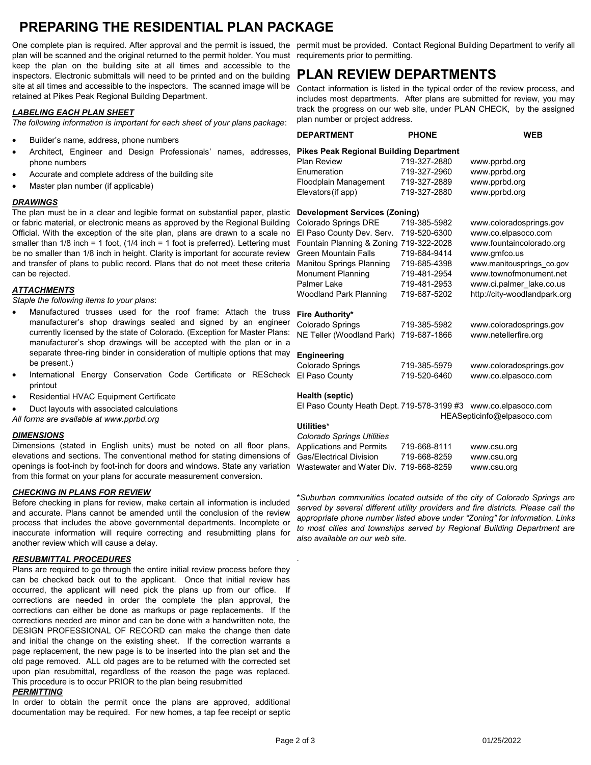# PREPARING THE RESIDENTIAL PLAN PACKAGE

One complete plan is required. After approval and the permit is issued, the plan will be scanned and the original returned to the permit holder. You must keep the plan on the building site at all times and accessible to the inspectors. Electronic submittals will need to be printed and on the building site at all times and accessible to the inspectors. The scanned image will be retained at Pikes Peak Regional Building Department.

### *LABELING EACH PLAN SHEET*

*The following information is important for each sheet of your plans package*:

- Builder's name, address, phone numbers
- Architect, Engineer and Design Professionals' names, addresses, phone numbers
- Accurate and complete address of the building site
- Master plan number (if applicable)

### *DRAWINGS*

The plan must be in a clear and legible format on substantial paper, plastic or fabric material, or electronic means as approved by the Regional Building Official. With the exception of the site plan, plans are drawn to a scale no smaller than 1/8 inch = 1 foot, (1/4 inch = 1 foot is preferred). Lettering must be no smaller than 1/8 inch in height. Clarity is important for accurate review and transfer of plans to public record. Plans that do not meet these criteria can be rejected.

### *ATTACHMENTS*

*Staple the following items to your plans*:

- Manufactured trusses used for the roof frame: Attach the truss manufacturer's shop drawings sealed and signed by an engineer currently licensed by the state of Colorado. (Exception for Master Plans: manufacturer's shop drawings will be accepted with the plan or in a separate three-ring binder in consideration of multiple options that may be present.)
- International Energy Conservation Code Certificate or REScheck printout
- Residential HVAC Equipment Certificate
- Duct layouts with associated calculations

*All forms are available at www.pprbd.org*

### *DIMENSIONS*

Dimensions (stated in English units) must be noted on all floor plans, elevations and sections. The conventional method for stating dimensions of openings is foot-inch by foot-inch for doors and windows. State any variation from this format on your plans for accurate measurement conversion.

### *CHECKING IN PLANS FOR REVIEW*

Before checking in plans for review, make certain all information is included and accurate. Plans cannot be amended until the conclusion of the review process that includes the above governmental departments. Incomplete or inaccurate information will require correcting and resubmitting plans for another review which will cause a delay.

### *RESUBMITTAL PROCEDURES*

Plans are required to go through the entire initial review process before they can be checked back out to the applicant. Once that initial review has occurred, the applicant will need pick the plans up from our office. If corrections are needed in order the complete the plan approval, the corrections can either be done as markups or page replacements. If the corrections needed are minor and can be done with a handwritten note, the DESIGN PROFESSIONAL OF RECORD can make the change then date and initial the change on the existing sheet. If the correction warrants a page replacement, the new page is to be inserted into the plan set and the old page removed. ALL old pages are to be returned with the corrected set upon plan resubmittal, regardless of the reason the page was replaced. This procedure is to occur PRIOR to the plan being resubmitted

### *PERMITTING*

In order to obtain the permit once the plans are approved, additional documentation may be required. For new homes, a tap fee receipt or septic permit must be provided. Contact Regional Building Department to verify all requirements prior to permitting.

# PLAN REVIEW DEPARTMENTS

Contact information is listed in the typical order of the review process, and includes most departments. After plans are submitted for review, you may track the progress on our web site, under PLAN CHECK, by the assigned plan number or project address.

| DEPARTMENT | PHONE | WEB |
|---|---|---|
| **Pikes Peak Regional Building Department** | | |
| Plan Review | 719-327-2880 | www.pprbd.org |
| Enumeration | 719-327-2960 | www.pprbd.org |
| Floodplain Management | 719-327-2889 | www.pprbd.org |
| Elevators (if app) | 719-327-2880 | www.pprbd.org |
| **Development Services (Zoning)** | | |
| Colorado Springs DRE | 719-385-5982 | www.coloradosprings.gov |
| El Paso County Dev. Serv. | 719-520-6300 | www.co.elpasoco.com |
| Fountain Planning & Zoning | 719-322-2028 | www.fountaincolorado.org |
| Green Mountain Falls | 719-684-9414 | www.gmfco.us |
| Manitou Springs Planning | 719-685-4398 | www.manitousprings_co.gov |
| Monument Planning | 719-481-2954 | www.townofmonument.net |
| Palmer Lake | 719-481-2953 | www.ci.palmer_lake.co.us |
| Woodland Park Planning | 719-687-5202 | http://city-woodlandpark.org |
| **Fire Authority*** | | |
| Colorado Springs | 719-385-5982 | www.coloradosprings.gov |
| NE Teller (Woodland Park) | 719-687-1866 | www.netellerfire.org |
| **Engineering** | | |
| Colorado Springs | 719-385-5979 | www.coloradosprings.gov |
| El Paso County | 719-520-6460 | www.co.elpasoco.com |
| **Health (septic)** | | |
| El Paso County Heath Dept. | 719-578-3199 #3 | www.co.elpasoco.com HEASepticinfo@elpasoco.com |
| **Utilities*** | | |
| *Colorado Springs Utilities* | | |
| Applications and Permits | 719-668-8111 | www.csu.org |
| Gas/Electrical Division | 719-668-8259 | www.csu.org |
| Wastewater and Water Div. | 719-668-8259 | www.csu.org |

\**Suburban communities located outside of the city of Colorado Springs are served by several different utility providers and fire districts. Please call the appropriate phone number listed above under "Zoning" for information. Links to most cities and townships served by Regional Building Department are also available on our web site.*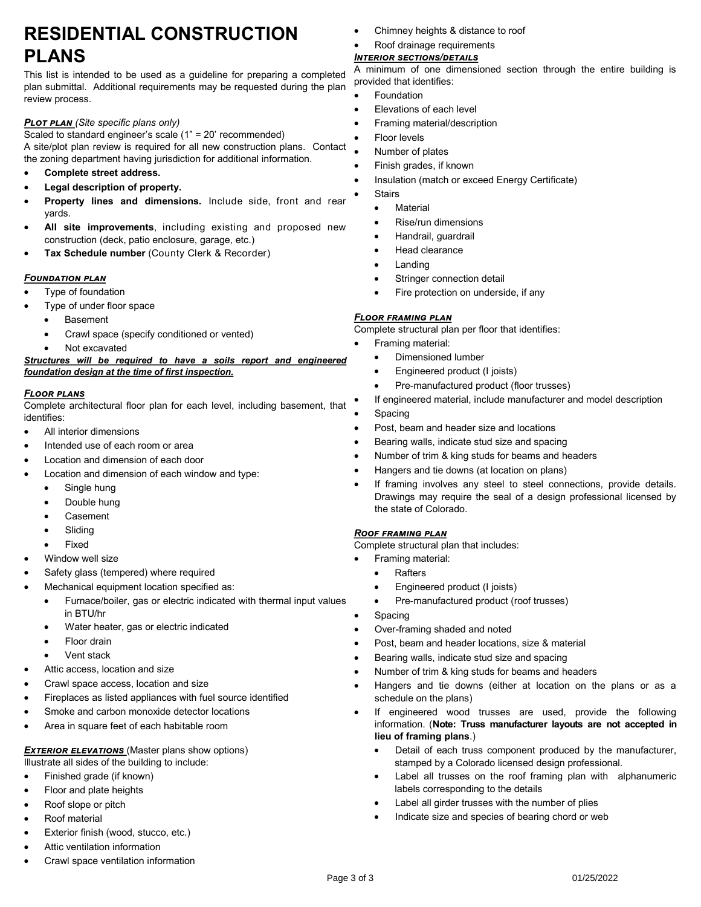# RESIDENTIAL CONSTRUCTION PLANS

This list is intended to be used as a guideline for preparing a completed plan submittal. Additional requirements may be requested during the plan review process.

### *Plot plan* *(Site specific plans only)*

Scaled to standard engineer's scale (1" = 20' recommended)

A site/plot plan review is required for all new construction plans. Contact the zoning department having jurisdiction for additional information.

- **Complete street address.**
- **Legal description of property.**
- **Property lines and dimensions.** Include side, front and rear yards.
- **All site improvements**, including existing and proposed new construction (deck, patio enclosure, garage, etc.)
- **Tax Schedule number** (County Clerk & Recorder)

### *Foundation plan*

- Type of foundation
- Type of under floor space
  - Basement
  - Crawl space (specify conditioned or vented)
  - Not excavated

***Structures will be required to have a soils report and engineered foundation design at the time of first inspection.***

### *Floor plans*

Complete architectural floor plan for each level, including basement, that identifies:

- All interior dimensions
- Intended use of each room or area
- Location and dimension of each door
- Location and dimension of each window and type:
  - Single hung
  - Double hung
  - Casement
  - Sliding
  - Fixed
- Window well size
- Safety glass (tempered) where required
- Mechanical equipment location specified as:
  - Furnace/boiler, gas or electric indicated with thermal input values in BTU/hr
  - Water heater, gas or electric indicated
  - Floor drain
  - Vent stack
- Attic access, location and size
- Crawl space access, location and size
- Fireplaces as listed appliances with fuel source identified
- Smoke and carbon monoxide detector locations
- Area in square feet of each habitable room

### *Exterior elevations* (Master plans show options)

Illustrate all sides of the building to include:

- Finished grade (if known)
- Floor and plate heights
- Roof slope or pitch
- Roof material
- Exterior finish (wood, stucco, etc.)
- Attic ventilation information
- Crawl space ventilation information
- Chimney heights & distance to roof
- Roof drainage requirements

### *Interior sections/details*

A minimum of one dimensioned section through the entire building is provided that identifies:

- Foundation
- Elevations of each level
- Framing material/description
- Floor levels
- Number of plates
- Finish grades, if known
- Insulation (match or exceed Energy Certificate)
- Stairs
  - Material
  - Rise/run dimensions
  - Handrail, guardrail
  - Head clearance
  - Landing
  - Stringer connection detail
  - Fire protection on underside, if any

### *Floor framing plan*

Complete structural plan per floor that identifies:

- Framing material:
  - Dimensioned lumber
  - Engineered product (I joists)
  - Pre-manufactured product (floor trusses)
- If engineered material, include manufacturer and model description
- Spacing
- Post, beam and header size and locations
- Bearing walls, indicate stud size and spacing
- Number of trim & king studs for beams and headers
- Hangers and tie downs (at location on plans)
- If framing involves any steel to steel connections, provide details. Drawings may require the seal of a design professional licensed by the state of Colorado.

### *Roof framing plan*

Complete structural plan that includes:

- Framing material:
  - Rafters
  - Engineered product (I joists)
  - Pre-manufactured product (roof trusses)
- Spacing
- Over-framing shaded and noted
- Post, beam and header locations, size & material
- Bearing walls, indicate stud size and spacing
- Number of trim & king studs for beams and headers
- Hangers and tie downs (either at location on the plans or as a schedule on the plans)
- If engineered wood trusses are used, provide the following information. (**Note: Truss manufacturer layouts are not accepted in lieu of framing plans**.)
  - Detail of each truss component produced by the manufacturer, stamped by a Colorado licensed design professional.
  - Label all trusses on the roof framing plan with alphanumeric labels corresponding to the details
  - Label all girder trusses with the number of plies
  - Indicate size and species of bearing chord or web